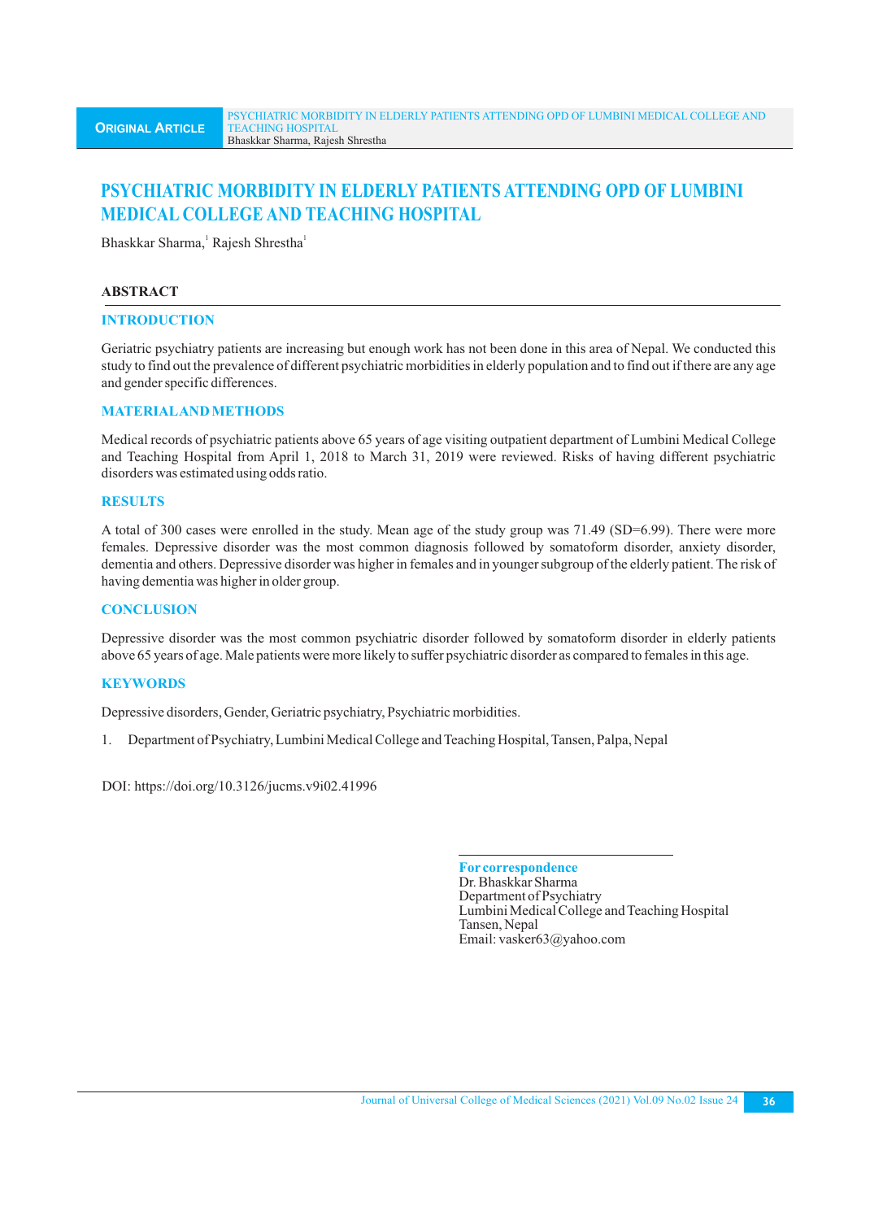# PSYCHIATRIC MORBIDITY IN ELDERLY PATIENTS ATTENDING OPD OF LUMBINI MEDICAL COLLEGE AND TEACHING HOSPITAL

Bhaskkar Sharma,[1] Rajesh Shrestha[1]

## ABSTRACT

### INTRODUCTION

Geriatric psychiatry patients are increasing but enough work has not been done in this area of Nepal. We conducted this study to find out the prevalence of different psychiatric morbidities in elderly population and to find out if there are any age and gender specific differences.

### MATERIALAND METHODS

Medical records of psychiatric patients above 65 years of age visiting outpatient department of Lumbini Medical College and Teaching Hospital from April 1, 2018 to March 31, 2019 were reviewed. Risks of having different psychiatric disorders was estimated using odds ratio.

### RESULTS

A total of 300 cases were enrolled in the study. Mean age of the study group was 71.49 (SD=6.99). There were more females. Depressive disorder was the most common diagnosis followed by somatoform disorder, anxiety disorder, dementia and others. Depressive disorder was higher in females and in younger subgroup of the elderly patient. The risk of having dementia was higher in older group.

### CONCLUSION

Depressive disorder was the most common psychiatric disorder followed by somatoform disorder in elderly patients above 65 years of age. Male patients were more likely to suffer psychiatric disorder as compared to females in this age.

### KEYWORDS

Depressive disorders, Gender, Geriatric psychiatry, Psychiatric morbidities.

1. Department of Psychiatry, Lumbini Medical College and Teaching Hospital, Tansen, Palpa, Nepal

DOI: https://doi.org/10.3126/jucms.v9i02.41996

**For correspondence**
Dr. Bhaskkar Sharma
Department of Psychiatry
Lumbini Medical College and Teaching Hospital
Tansen, Nepal
Email: vasker63@yahoo.com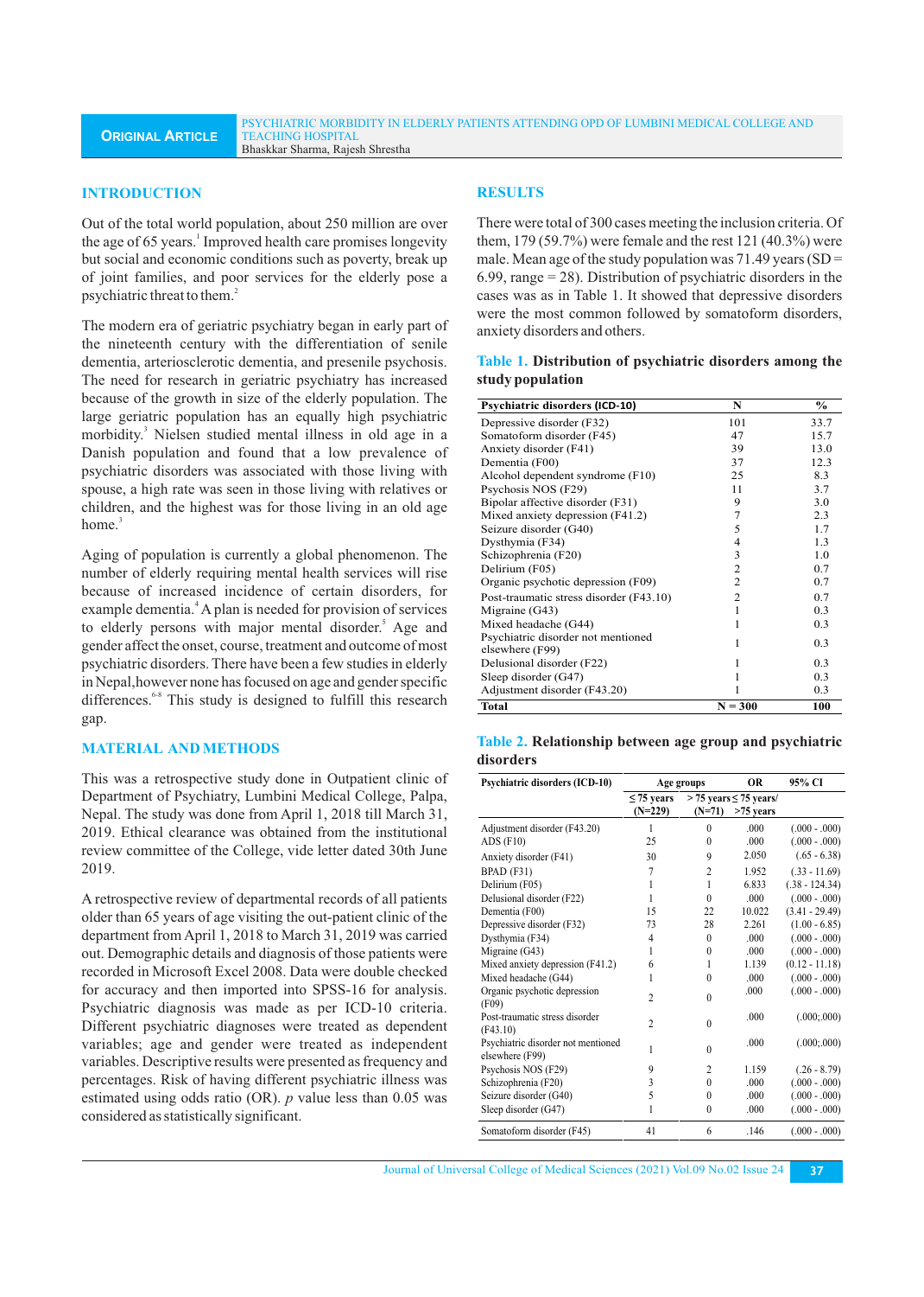## INTRODUCTION

Out of the total world population, about 250 million are over the age of 65 years.[1] Improved health care promises longevity but social and economic conditions such as poverty, break up of joint families, and poor services for the elderly pose a psychiatric threat to them.[2]

The modern era of geriatric psychiatry began in early part of the nineteenth century with the differentiation of senile dementia, arteriosclerotic dementia, and presenile psychosis. The need for research in geriatric psychiatry has increased because of the growth in size of the elderly population. The large geriatric population has an equally high psychiatric morbidity.[3] Nielsen studied mental illness in old age in a Danish population and found that a low prevalence of psychiatric disorders was associated with those living with spouse, a high rate was seen in those living with relatives or children, and the highest was for those living in an old age home.[3]

Aging of population is currently a global phenomenon. The number of elderly requiring mental health services will rise because of increased incidence of certain disorders, for example dementia.[4] A plan is needed for provision of services to elderly persons with major mental disorder.[5] Age and gender affect the onset, course, treatment and outcome of most psychiatric disorders. There have been a few studies in elderly in Nepal, however none has focused on age and gender specific differences.[6-8] This study is designed to fulfill this research gap.

## MATERIAL AND METHODS

This was a retrospective study done in Outpatient clinic of Department of Psychiatry, Lumbini Medical College, Palpa, Nepal. The study was done from April 1, 2018 till March 31, 2019. Ethical clearance was obtained from the institutional review committee of the College, vide letter dated 30th June 2019.

A retrospective review of departmental records of all patients older than 65 years of age visiting the out-patient clinic of the department from April 1, 2018 to March 31, 2019 was carried out. Demographic details and diagnosis of those patients were recorded in Microsoft Excel 2008. Data were double checked for accuracy and then imported into SPSS-16 for analysis. Psychiatric diagnosis was made as per ICD-10 criteria. Different psychiatric diagnoses were treated as dependent variables; age and gender were treated as independent variables. Descriptive results were presented as frequency and percentages. Risk of having different psychiatric illness was estimated using odds ratio (OR). $p$ value less than 0.05 was considered as statistically significant.

## RESULTS

There were total of 300 cases meeting the inclusion criteria. Of them, 179 (59.7%) were female and the rest 121 (40.3%) were male. Mean age of the study population was 71.49 years (SD = 6.99, range = 28). Distribution of psychiatric disorders in the cases was as in Table 1. It showed that depressive disorders were the most common followed by somatoform disorders, anxiety disorders and others.

**Table 1. Distribution of psychiatric disorders among the study population**

| Psychiatric disorders (ICD-10) | N | % |
|---|---|---|
| Depressive disorder (F32) | 101 | 33.7 |
| Somatoform disorder (F45) | 47 | 15.7 |
| Anxiety disorder (F41) | 39 | 13.0 |
| Dementia (F00) | 37 | 12.3 |
| Alcohol dependent syndrome (F10) | 25 | 8.3 |
| Psychosis NOS (F29) | 11 | 3.7 |
| Bipolar affective disorder (F31) | 9 | 3.0 |
| Mixed anxiety depression (F41.2) | 7 | 2.3 |
| Seizure disorder (G40) | 5 | 1.7 |
| Dysthymia (F34) | 4 | 1.3 |
| Schizophrenia (F20) | 3 | 1.0 |
| Delirium (F05) | 2 | 0.7 |
| Organic psychotic depression (F09) | 2 | 0.7 |
| Post-traumatic stress disorder (F43.10) | 2 | 0.7 |
| Migraine (G43) | 1 | 0.3 |
| Mixed headache (G44) | 1 | 0.3 |
| Psychiatric disorder not mentioned elsewhere (F99) | 1 | 0.3 |
| Delusional disorder (F22) | 1 | 0.3 |
| Sleep disorder (G47) | 1 | 0.3 |
| Adjustment disorder (F43.20) | 1 | 0.3 |
| **Total** | **N = 300** | **100** |

**Table 2. Relationship between age group and psychiatric disorders**

| Psychiatric disorders (ICD-10) | Age groups | | OR | 95% CI |
|---|---|---|---|---|
| | ≤ 75 years (N=229) | > 75 years (N=71) | ≤ 75 years/ >75 years | |
| Adjustment disorder (F43.20) | 1 | 0 | .000 | (.000 - .000) |
| ADS (F10) | 25 | 0 | .000 | (.000 - .000) |
| Anxiety disorder (F41) | 30 | 9 | 2.050 | (.65 - 6.38) |
| BPAD (F31) | 7 | 2 | 1.952 | (.33 - 11.69) |
| Delirium (F05) | 1 | 1 | 6.833 | (.38 - 124.34) |
| Delusional disorder (F22) | 1 | 0 | .000 | (.000 - .000) |
| Dementia (F00) | 15 | 22 | 10.022 | (3.41 - 29.49) |
| Depressive disorder (F32) | 73 | 28 | 2.261 | (1.00 - 6.85) |
| Dysthymia (F34) | 4 | 0 | .000 | (.000 - .000) |
| Migraine (G43) | 1 | 0 | .000 | (.000 - .000) |
| Mixed anxiety depression (F41.2) | 6 | 1 | 1.139 | (0.12 - 11.18) |
| Mixed headache (G44) | 1 | 0 | .000 | (.000 - .000) |
| Organic psychotic depression (F09) | 2 | 0 | .000 | (.000 - .000) |
| Post-traumatic stress disorder (F43.10) | 2 | 0 | .000 | (.000;.000) |
| Psychiatric disorder not mentioned elsewhere (F99) | 1 | 0 | .000 | (.000;.000) |
| Psychosis NOS (F29) | 9 | 2 | 1.159 | (.26 - 8.79) |
| Schizophrenia (F20) | 3 | 0 | .000 | (.000 - .000) |
| Seizure disorder (G40) | 5 | 0 | .000 | (.000 - .000) |
| Sleep disorder (G47) | 1 | 0 | .000 | (.000 - .000) |
| Somatoform disorder (F45) | 41 | 6 | .146 | (.000 - .000) |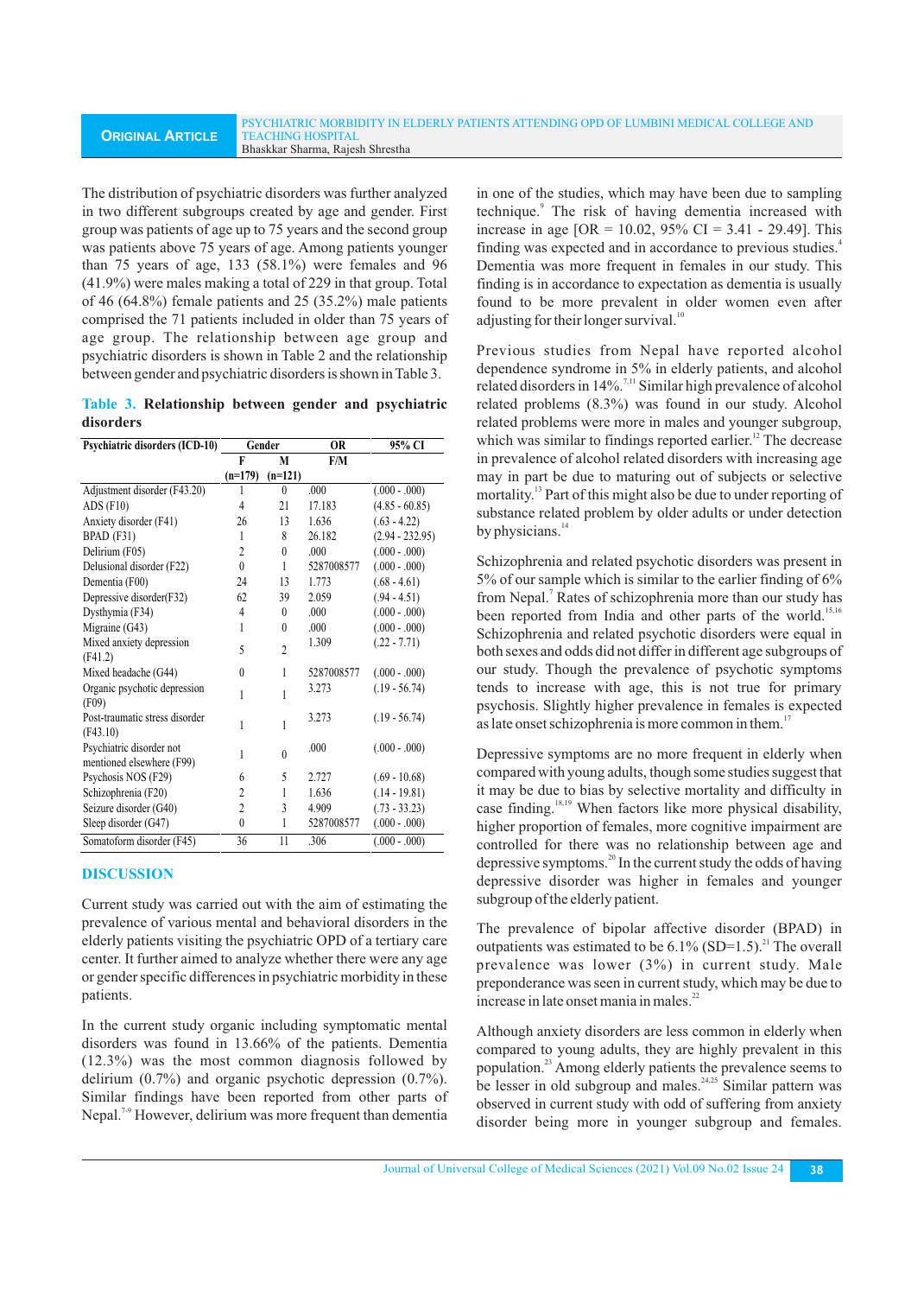The distribution of psychiatric disorders was further analyzed in two different subgroups created by age and gender. First group was patients of age up to 75 years and the second group was patients above 75 years of age. Among patients younger than 75 years of age, 133 (58.1%) were females and 96 (41.9%) were males making a total of 229 in that group. Total of 46 (64.8%) female patients and 25 (35.2%) male patients comprised the 71 patients included in older than 75 years of age group. The relationship between age group and psychiatric disorders is shown in Table 2 and the relationship between gender and psychiatric disorders is shown in Table 3.

**Table 3. Relationship between gender and psychiatric disorders**

| Psychiatric disorders (ICD-10) | Gender | | OR | 95% CI |
|---|---|---|---|---|
| | F (n=179) | M (n=121) | F/M | |
| Adjustment disorder (F43.20) | 1 | 0 | .000 | (.000 - .000) |
| ADS (F10) | 4 | 21 | 17.183 | (4.85 - 60.85) |
| Anxiety disorder (F41) | 26 | 13 | 1.636 | (.63 - 4.22) |
| BPAD (F31) | 1 | 8 | 26.182 | (2.94 - 232.95) |
| Delirium (F05) | 2 | 0 | .000 | (.000 - .000) |
| Delusional disorder (F22) | 0 | 1 | 5287008577 | (.000 - .000) |
| Dementia (F00) | 24 | 13 | 1.773 | (.68 - 4.61) |
| Depressive disorder(F32) | 62 | 39 | 2.059 | (.94 - 4.51) |
| Dysthymia (F34) | 4 | 0 | .000 | (.000 - .000) |
| Migraine (G43) | 1 | 0 | .000 | (.000 - .000) |
| Mixed anxiety depression (F41.2) | 5 | 2 | 1.309 | (.22 - 7.71) |
| Mixed headache (G44) | 0 | 1 | 5287008577 | (.000 - .000) |
| Organic psychotic depression (F09) | 1 | 1 | 3.273 | (.19 - 56.74) |
| Post-traumatic stress disorder (F43.10) | 1 | 1 | 3.273 | (.19 - 56.74) |
| Psychiatric disorder not mentioned elsewhere (F99) | 1 | 0 | .000 | (.000 - .000) |
| Psychosis NOS (F29) | 6 | 5 | 2.727 | (.69 - 10.68) |
| Schizophrenia (F20) | 2 | 1 | 1.636 | (.14 - 19.81) |
| Seizure disorder (G40) | 2 | 3 | 4.909 | (.73 - 33.23) |
| Sleep disorder (G47) | 0 | 1 | 5287008577 | (.000 - .000) |
| Somatoform disorder (F45) | 36 | 11 | .306 | (.000 - .000) |

## DISCUSSION

Current study was carried out with the aim of estimating the prevalence of various mental and behavioral disorders in the elderly patients visiting the psychiatric OPD of a tertiary care center. It further aimed to analyze whether there were any age or gender specific differences in psychiatric morbidity in these patients.

In the current study organic including symptomatic mental disorders was found in 13.66% of the patients. Dementia (12.3%) was the most common diagnosis followed by delirium (0.7%) and organic psychotic depression (0.7%). Similar findings have been reported from other parts of Nepal.[7-9] However, delirium was more frequent than dementia in one of the studies, which may have been due to sampling technique.[9] The risk of having dementia increased with increase in age [OR = 10.02, 95% CI = 3.41 - 29.49]. This finding was expected and in accordance to previous studies.[4] Dementia was more frequent in females in our study. This finding is in accordance to expectation as dementia is usually found to be more prevalent in older women even after adjusting for their longer survival.[10]

Previous studies from Nepal have reported alcohol dependence syndrome in 5% in elderly patients, and alcohol related disorders in 14%.[7,11] Similar high prevalence of alcohol related problems (8.3%) was found in our study. Alcohol related problems were more in males and younger subgroup, which was similar to findings reported earlier.[12] The decrease in prevalence of alcohol related disorders with increasing age may in part be due to maturing out of subjects or selective mortality.[13] Part of this might also be due to under reporting of substance related problem by older adults or under detection by physicians.[14]

Schizophrenia and related psychotic disorders was present in 5% of our sample which is similar to the earlier finding of 6% from Nepal.[7] Rates of schizophrenia more than our study has been reported from India and other parts of the world.[15,16] Schizophrenia and related psychotic disorders were equal in both sexes and odds did not differ in different age subgroups of our study. Though the prevalence of psychotic symptoms tends to increase with age, this is not true for primary psychosis. Slightly higher prevalence in females is expected as late onset schizophrenia is more common in them.[17]

Depressive symptoms are no more frequent in elderly when compared with young adults, though some studies suggest that it may be due to bias by selective mortality and difficulty in case finding.[18,19] When factors like more physical disability, higher proportion of females, more cognitive impairment are controlled for there was no relationship between age and depressive symptoms.[20] In the current study the odds of having depressive disorder was higher in females and younger subgroup of the elderly patient.

The prevalence of bipolar affective disorder (BPAD) in outpatients was estimated to be 6.1% (SD=1.5).[21] The overall prevalence was lower (3%) in current study. Male preponderance was seen in current study, which may be due to increase in late onset mania in males.[22]

Although anxiety disorders are less common in elderly when compared to young adults, they are highly prevalent in this population.[23] Among elderly patients the prevalence seems to be lesser in old subgroup and males.[24,25] Similar pattern was observed in current study with odd of suffering from anxiety disorder being more in younger subgroup and females.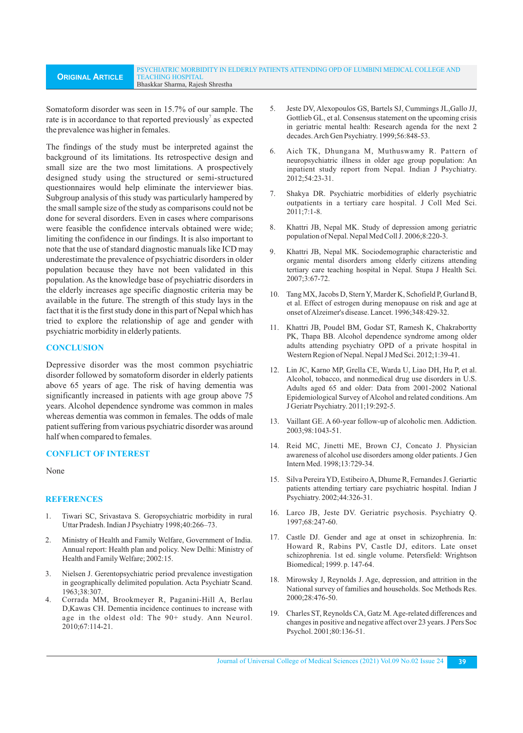Somatoform disorder was seen in 15.7% of our sample. The rate is in accordance to that reported previously[7] as expected the prevalence was higher in females.

The findings of the study must be interpreted against the background of its limitations. Its retrospective design and small size are the two most limitations. A prospectively designed study using the structured or semi-structured questionnaires would help eliminate the interviewer bias. Subgroup analysis of this study was particularly hampered by the small sample size of the study as comparisons could not be done for several disorders. Even in cases where comparisons were feasible the confidence intervals obtained were wide; limiting the confidence in our findings. It is also important to note that the use of standard diagnostic manuals like ICD may underestimate the prevalence of psychiatric disorders in older population because they have not been validated in this population. As the knowledge base of psychiatric disorders in the elderly increases age specific diagnostic criteria may be available in the future. The strength of this study lays in the fact that it is the first study done in this part of Nepal which has tried to explore the relationship of age and gender with psychiatric morbidity in elderly patients.

## CONCLUSION

Depressive disorder was the most common psychiatric disorder followed by somatoform disorder in elderly patients above 65 years of age. The risk of having dementia was significantly increased in patients with age group above 75 years. Alcohol dependence syndrome was common in males whereas dementia was common in females. The odds of male patient suffering from various psychiatric disorder was around half when compared to females.

## CONFLICT OF INTEREST

None

## REFERENCES

1. Tiwari SC, Srivastava S. Geropsychiatric morbidity in rural Uttar Pradesh. Indian J Psychiatry 1998;40:266–73.
2. Ministry of Health and Family Welfare, Government of India. Annual report: Health plan and policy. New Delhi: Ministry of Health and Family Welfare; 2002:15.
3. Nielsen J. Gerentopsychiatric period prevalence investigation in geographically delimited population. Acta Psychiatr Scand. 1963;38:307.
4. Corrada MM, Brookmeyer R, Paganini-Hill A, Berlau D,Kawas CH. Dementia incidence continues to increase with age in the oldest old: The 90+ study. Ann Neurol. 2010;67:114-21.
5. Jeste DV, Alexopoulos GS, Bartels SJ, Cummings JL,Gallo JJ, Gottlieb GL, et al. Consensus statement on the upcoming crisis in geriatric mental health: Research agenda for the next 2 decades. Arch Gen Psychiatry. 1999;56:848-53.
6. Aich TK, Dhungana M, Muthuswamy R. Pattern of neuropsychiatric illness in older age group population: An inpatient study report from Nepal. Indian J Psychiatry. 2012;54:23-31.
7. Shakya DR. Psychiatric morbidities of elderly psychiatric outpatients in a tertiary care hospital. J Coll Med Sci. 2011;7:1-8.
8. Khattri JB, Nepal MK. Study of depression among geriatric population of Nepal. Nepal Med Coll J. 2006;8:220-3.
9. Khattri JB, Nepal MK. Sociodemographic characteristic and organic mental disorders among elderly citizens attending tertiary care teaching hospital in Nepal. Stupa J Health Sci. 2007;3:67-72.
10. Tang MX, Jacobs D, Stern Y, Marder K, Schofield P, Gurland B, et al. Effect of estrogen during menopause on risk and age at onset of Alzeimer's disease. Lancet. 1996;348:429-32.
11. Khattri JB, Poudel BM, Godar ST, Ramesh K, Chakrabortty PK, Thapa BB. Alcohol dependence syndrome among older adults attending psychiatry OPD of a private hospital in Western Region of Nepal. Nepal J Med Sci. 2012;1:39-41.
12. Lin JC, Karno MP, Grella CE, Warda U, Liao DH, Hu P, et al. Alcohol, tobacco, and nonmedical drug use disorders in U.S. Adults aged 65 and older: Data from 2001-2002 National Epidemiological Survey of Alcohol and related conditions. Am J Geriatr Psychiatry. 2011;19:292-5.
13. Vaillant GE. A 60-year follow-up of alcoholic men. Addiction. 2003;98:1043-51.
14. Reid MC, Jinetti ME, Brown CJ, Concato J. Physician awareness of alcohol use disorders among older patients. J Gen Intern Med. 1998;13:729-34.
15. Silva Pereira YD, Estibeiro A, Dhume R, Fernandes J. Geriartic patients attending tertiary care psychiatric hospital. Indian J Psychiatry. 2002;44:326-31.
16. Larco JB, Jeste DV. Geriatric psychosis. Psychiatry Q. 1997;68:247-60.
17. Castle DJ. Gender and age at onset in schizophrenia. In: Howard R, Rabins PV, Castle DJ, editors. Late onset schizophrenia. 1st ed. single volume. Petersfield: Wrightson Biomedical; 1999. p. 147-64.
18. Mirowsky J, Reynolds J. Age, depression, and attrition in the National survey of families and households. Soc Methods Res. 2000;28:476-50.
19. Charles ST, Reynolds CA, Gatz M. Age-related differences and changes in positive and negative affect over 23 years. J Pers Soc Psychol. 2001;80:136-51.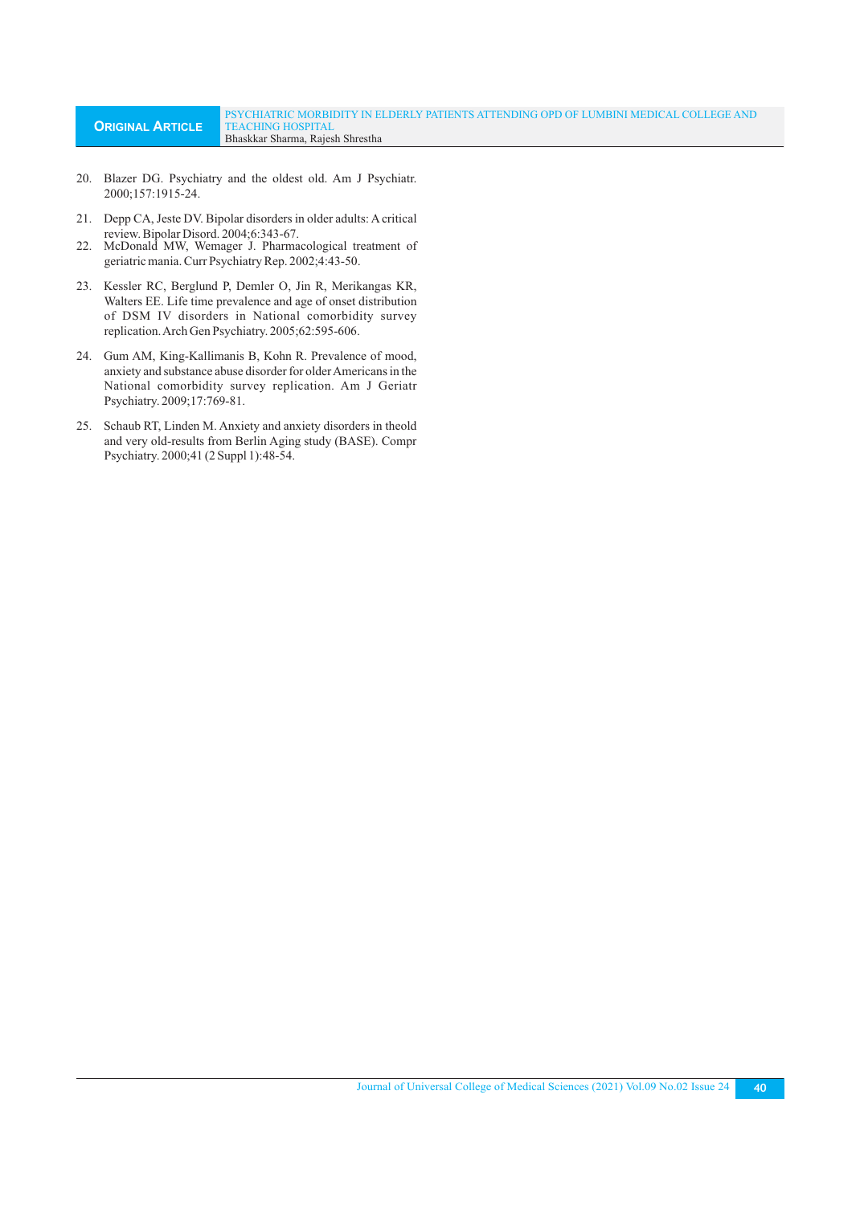20. Blazer DG. Psychiatry and the oldest old. Am J Psychiatr. 2000;157:1915-24.

21. Depp CA, Jeste DV. Bipolar disorders in older adults: A critical review. Bipolar Disord. 2004;6:343-67.

22. McDonald MW, Wemager J. Pharmacological treatment of geriatric mania. Curr Psychiatry Rep. 2002;4:43-50.

23. Kessler RC, Berglund P, Demler O, Jin R, Merikangas KR, Walters EE. Life time prevalence and age of onset distribution of DSM IV disorders in National comorbidity survey replication. Arch Gen Psychiatry. 2005;62:595-606.

24. Gum AM, King-Kallimanis B, Kohn R. Prevalence of mood, anxiety and substance abuse disorder for older Americans in the National comorbidity survey replication. Am J Geriatr Psychiatry. 2009;17:769-81.

25. Schaub RT, Linden M. Anxiety and anxiety disorders in theold and very old-results from Berlin Aging study (BASE). Compr Psychiatry. 2000;41 (2 Suppl 1):48-54.